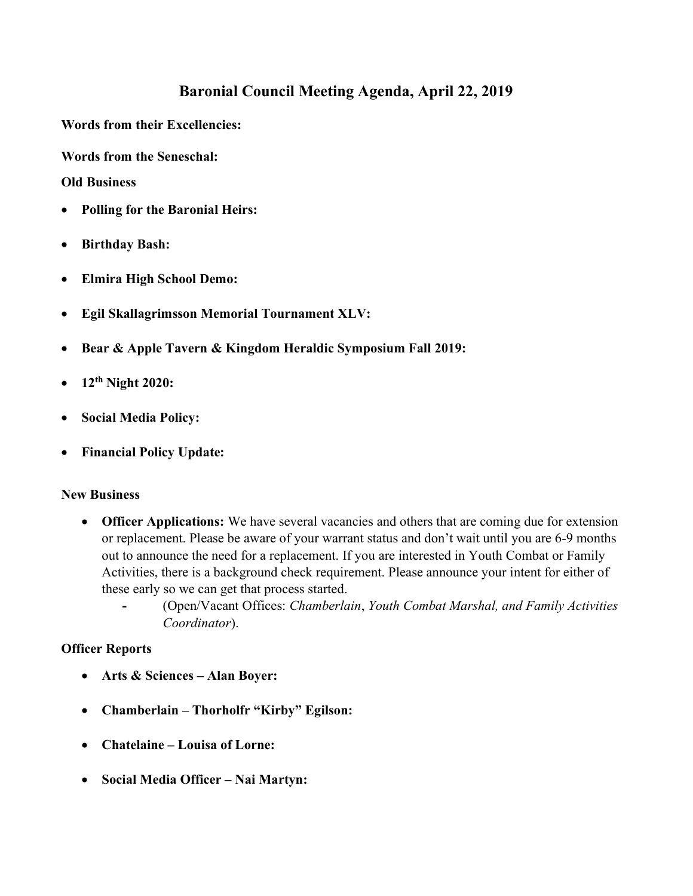# Baronial Council Meeting Agenda, April 22, 2019

**Words from their Excellencies:**

**Words from the Seneschal:**

**Old Business**

- **Polling for the Baronial Heirs:**
- **Birthday Bash:**
- **Elmira High School Demo:**
- **Egil Skallagrimsson Memorial Tournament XLV:**
- **Bear & Apple Tavern & Kingdom Heraldic Symposium Fall 2019:**
- **12th Night 2020:**
- **Social Media Policy:**
- **Financial Policy Update:**

**New Business**

- **Officer Applications:** We have several vacancies and others that are coming due for extension or replacement. Please be aware of your warrant status and don't wait until you are 6-9 months out to announce the need for a replacement. If you are interested in Youth Combat or Family Activities, there is a background check requirement. Please announce your intent for either of these early so we can get that process started.
  - (Open/Vacant Offices: *Chamberlain*, *Youth Combat Marshal, and Family Activities Coordinator*).

**Officer Reports**

- **Arts & Sciences – Alan Boyer:**
- **Chamberlain – Thorholfr "Kirby" Egilson:**
- **Chatelaine – Louisa of Lorne:**
- **Social Media Officer – Nai Martyn:**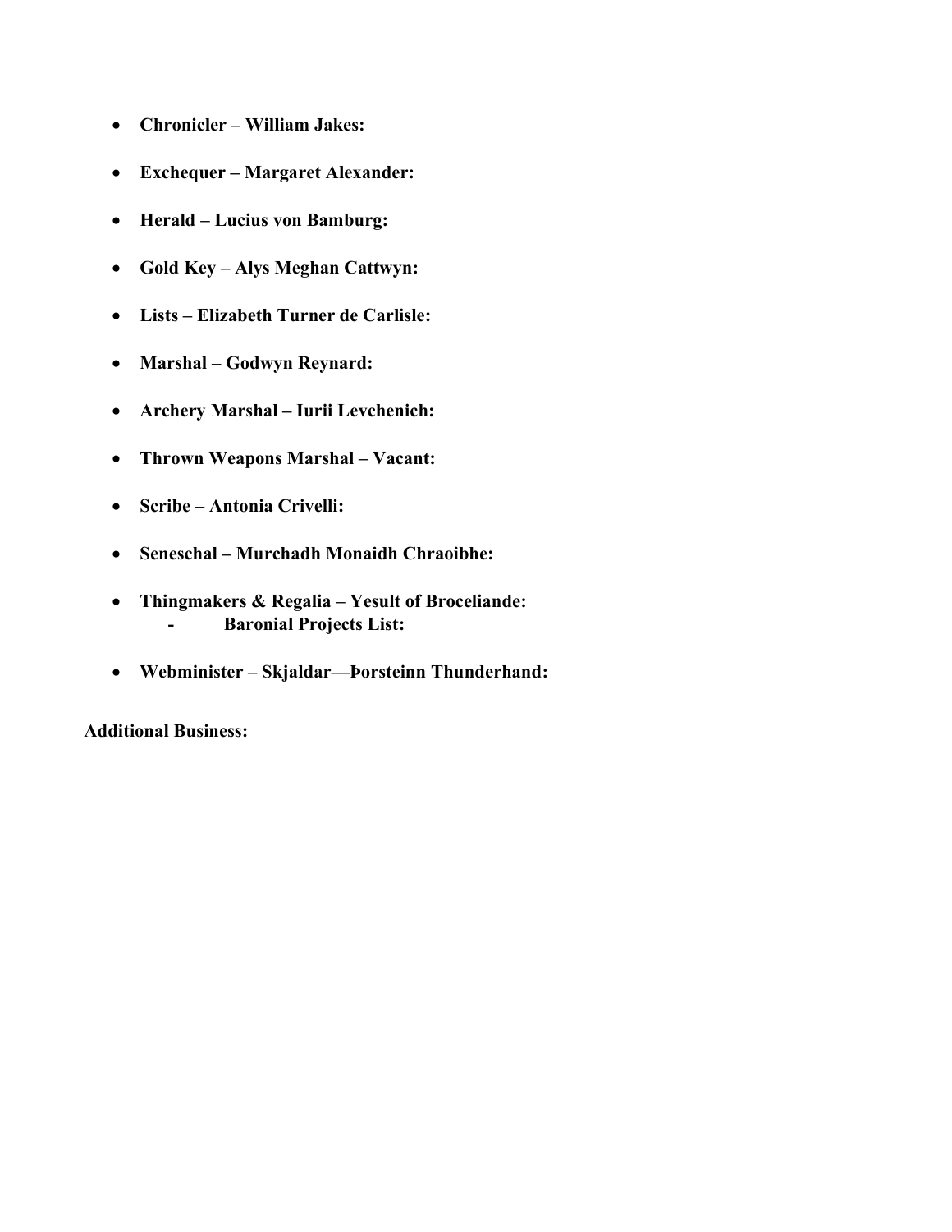- **Chronicler – William Jakes:**

- **Exchequer – Margaret Alexander:**

- **Herald – Lucius von Bamburg:**

- **Gold Key – Alys Meghan Cattwyn:**

- **Lists – Elizabeth Turner de Carlisle:**

- **Marshal – Godwyn Reynard:**

- **Archery Marshal – Iurii Levchenich:**

- **Thrown Weapons Marshal – Vacant:**

- **Scribe – Antonia Crivelli:**

- **Seneschal – Murchadh Monaidh Chraoibhe:**

- **Thingmakers & Regalia – Yesult of Broceliande:**
    - **Baronial Projects List:**

- **Webminister – Skjaldar—Þorsteinn Thunderhand:**

**Additional Business:**